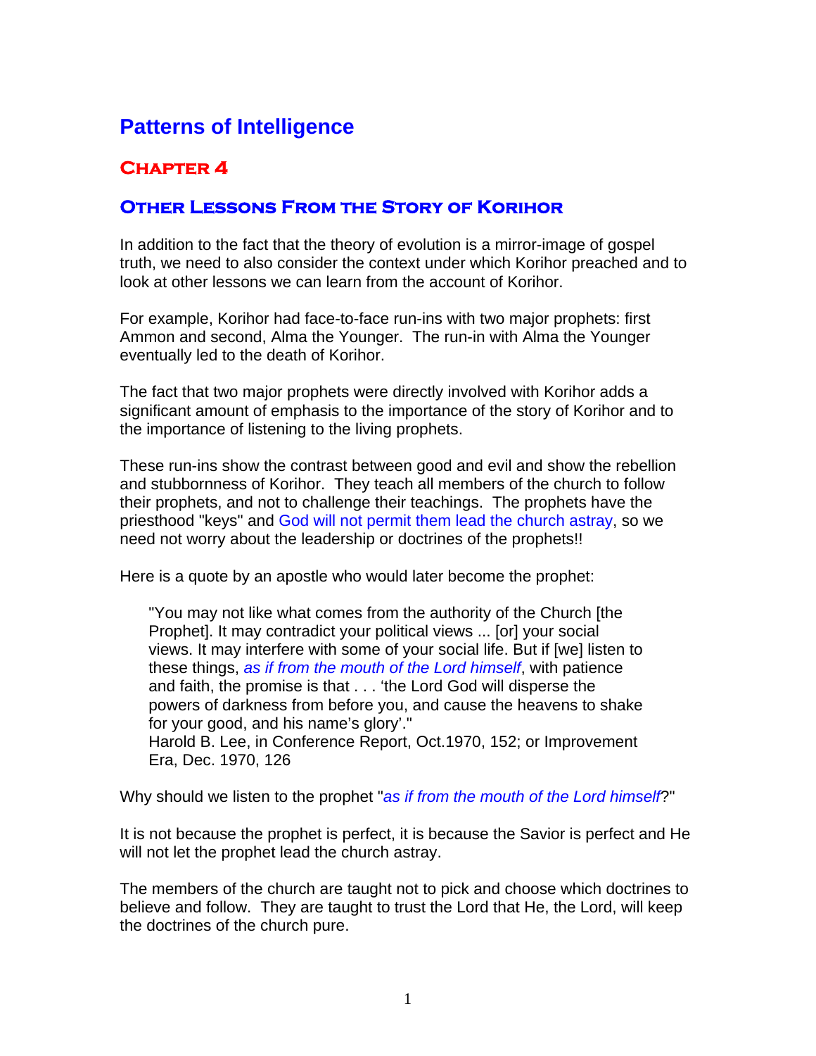# Patterns of Intelligence

## Chapter 4

### Other Lessons From the Story of Korihor

In addition to the fact that the theory of evolution is a mirror-image of gospel truth, we need to also consider the context under which Korihor preached and to look at other lessons we can learn from the account of Korihor.

For example, Korihor had face-to-face run-ins with two major prophets: first Ammon and second, Alma the Younger. The run-in with Alma the Younger eventually led to the death of Korihor.

The fact that two major prophets were directly involved with Korihor adds a significant amount of emphasis to the importance of the story of Korihor and to the importance of listening to the living prophets.

These run-ins show the contrast between good and evil and show the rebellion and stubbornness of Korihor. They teach all members of the church to follow their prophets, and not to challenge their teachings. The prophets have the priesthood "keys" and God will not permit them lead the church astray, so we need not worry about the leadership or doctrines of the prophets!!

Here is a quote by an apostle who would later become the prophet:

> "You may not like what comes from the authority of the Church [the Prophet]. It may contradict your political views ... [or] your social views. It may interfere with some of your social life. But if [we] listen to these things, *as if from the mouth of the Lord himself*, with patience and faith, the promise is that . . . 'the Lord God will disperse the powers of darkness from before you, and cause the heavens to shake for your good, and his name's glory'."
> Harold B. Lee, in Conference Report, Oct.1970, 152; or Improvement Era, Dec. 1970, 126

Why should we listen to the prophet "*as if from the mouth of the Lord himself*?"

It is not because the prophet is perfect, it is because the Savior is perfect and He will not let the prophet lead the church astray.

The members of the church are taught not to pick and choose which doctrines to believe and follow. They are taught to trust the Lord that He, the Lord, will keep the doctrines of the church pure.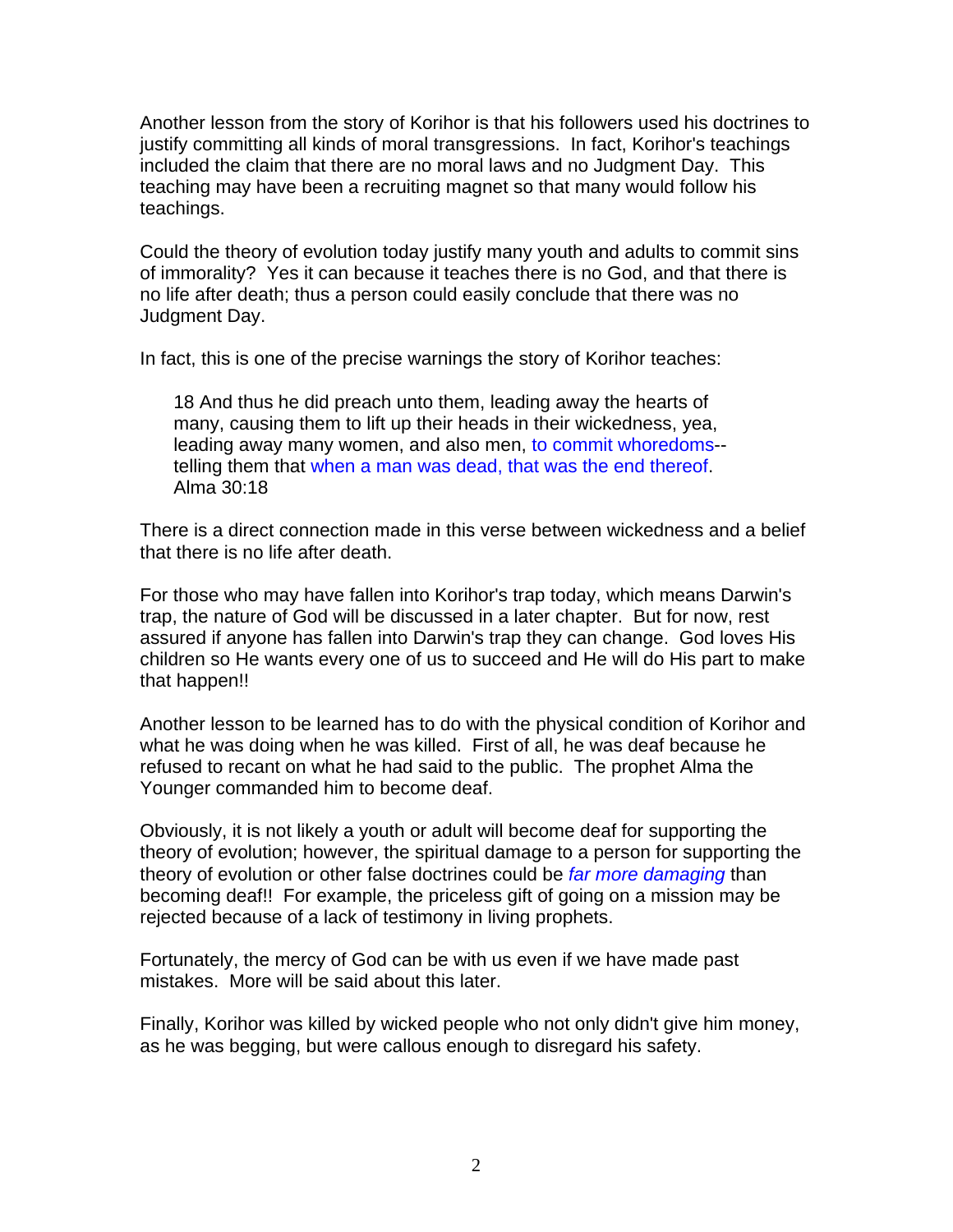Another lesson from the story of Korihor is that his followers used his doctrines to justify committing all kinds of moral transgressions. In fact, Korihor's teachings included the claim that there are no moral laws and no Judgment Day. This teaching may have been a recruiting magnet so that many would follow his teachings.

Could the theory of evolution today justify many youth and adults to commit sins of immorality? Yes it can because it teaches there is no God, and that there is no life after death; thus a person could easily conclude that there was no Judgment Day.

In fact, this is one of the precise warnings the story of Korihor teaches:

> 18 And thus he did preach unto them, leading away the hearts of many, causing them to lift up their heads in their wickedness, yea, leading away many women, and also men, to commit whoredoms--telling them that when a man was dead, that was the end thereof.
> Alma 30:18

There is a direct connection made in this verse between wickedness and a belief that there is no life after death.

For those who may have fallen into Korihor's trap today, which means Darwin's trap, the nature of God will be discussed in a later chapter. But for now, rest assured if anyone has fallen into Darwin's trap they can change. God loves His children so He wants every one of us to succeed and He will do His part to make that happen!!

Another lesson to be learned has to do with the physical condition of Korihor and what he was doing when he was killed. First of all, he was deaf because he refused to recant on what he had said to the public. The prophet Alma the Younger commanded him to become deaf.

Obviously, it is not likely a youth or adult will become deaf for supporting the theory of evolution; however, the spiritual damage to a person for supporting the theory of evolution or other false doctrines could be *far more damaging* than becoming deaf!! For example, the priceless gift of going on a mission may be rejected because of a lack of testimony in living prophets.

Fortunately, the mercy of God can be with us even if we have made past mistakes. More will be said about this later.

Finally, Korihor was killed by wicked people who not only didn't give him money, as he was begging, but were callous enough to disregard his safety.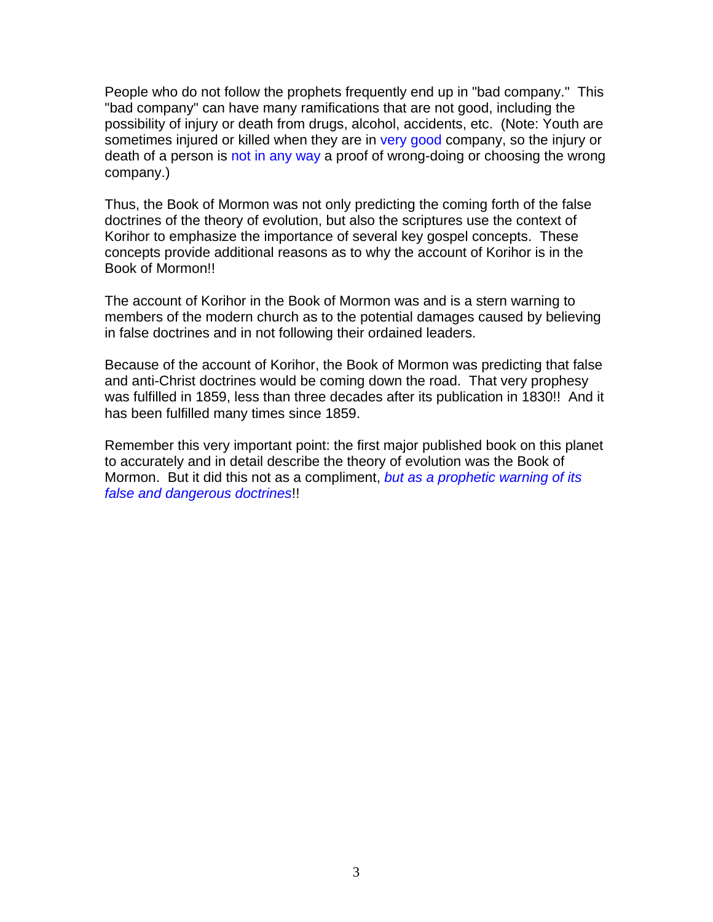People who do not follow the prophets frequently end up in "bad company." This "bad company" can have many ramifications that are not good, including the possibility of injury or death from drugs, alcohol, accidents, etc. (Note: Youth are sometimes injured or killed when they are in very good company, so the injury or death of a person is not in any way a proof of wrong-doing or choosing the wrong company.)

Thus, the Book of Mormon was not only predicting the coming forth of the false doctrines of the theory of evolution, but also the scriptures use the context of Korihor to emphasize the importance of several key gospel concepts. These concepts provide additional reasons as to why the account of Korihor is in the Book of Mormon!!

The account of Korihor in the Book of Mormon was and is a stern warning to members of the modern church as to the potential damages caused by believing in false doctrines and in not following their ordained leaders.

Because of the account of Korihor, the Book of Mormon was predicting that false and anti-Christ doctrines would be coming down the road. That very prophesy was fulfilled in 1859, less than three decades after its publication in 1830!! And it has been fulfilled many times since 1859.

Remember this very important point: the first major published book on this planet to accurately and in detail describe the theory of evolution was the Book of Mormon. But it did this not as a compliment, *but as a prophetic warning of its false and dangerous doctrines*!!